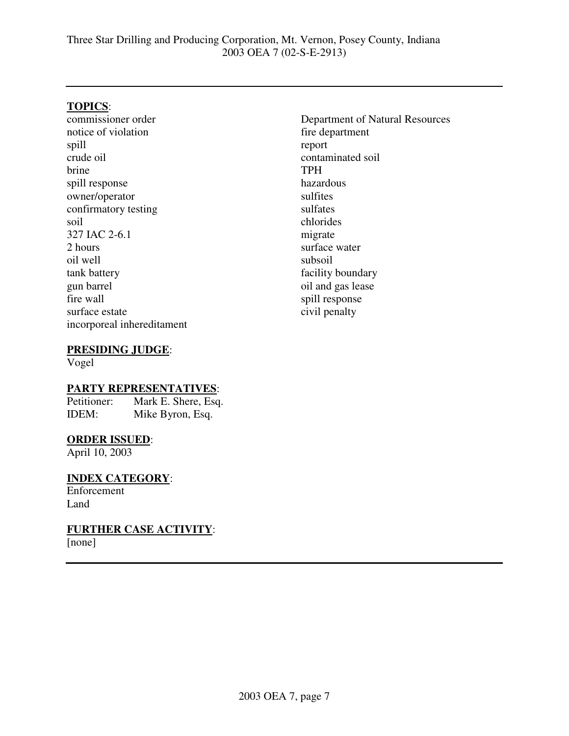Three Star Drilling and Producing Corporation, Mt. Vernon, Posey County, Indiana
2003 OEA 7 (02-S-E-2913)

---

**TOPICS**:

commissioner order
notice of violation
spill
crude oil
brine
spill response
owner/operator
confirmatory testing
soil
327 IAC 2-6.1
2 hours
oil well
tank battery
gun barrel
fire wall
surface estate
incorporeal inhereditament
Department of Natural Resources
fire department
report
contaminated soil
TPH
hazardous
sulfites
sulfates
chlorides
migrate
surface water
subsoil
facility boundary
oil and gas lease
spill response
civil penalty

**PRESIDING JUDGE**:
Vogel

**PARTY REPRESENTATIVES**:

Petitioner: Mark E. Shere, Esq.
IDEM: Mike Byron, Esq.

**ORDER ISSUED**:
April 10, 2003

**INDEX CATEGORY**:
Enforcement
Land

**FURTHER CASE ACTIVITY**:
[none]

---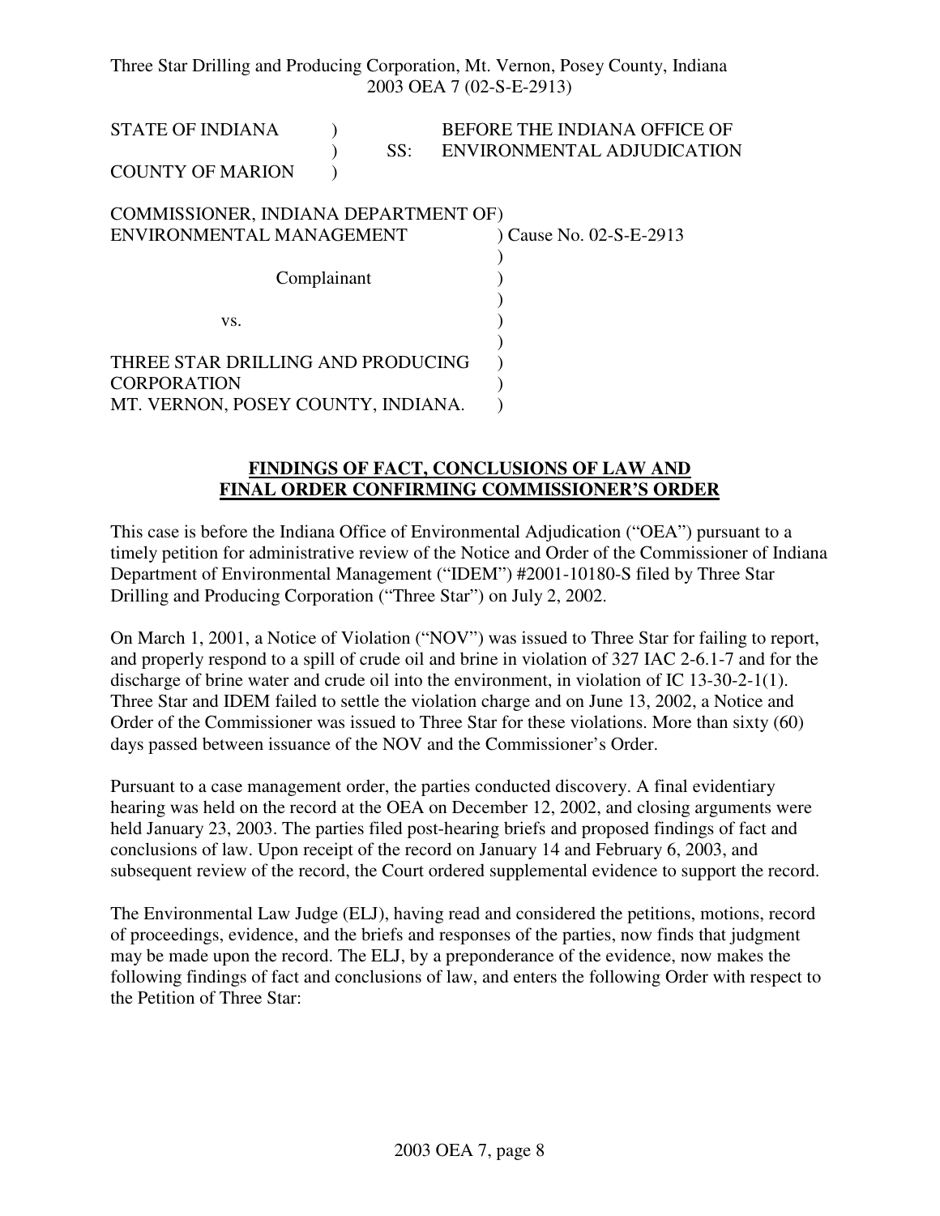STATE OF INDIANA ) BEFORE THE INDIANA OFFICE OF
) SS: ENVIRONMENTAL ADJUDICATION
COUNTY OF MARION )

COMMISSIONER, INDIANA DEPARTMENT OF)
ENVIRONMENTAL MANAGEMENT ) Cause No. 02-S-E-2913
)
Complainant )
)
vs. )
)
THREE STAR DRILLING AND PRODUCING )
CORPORATION )
MT. VERNON, POSEY COUNTY, INDIANA. )

**FINDINGS OF FACT, CONCLUSIONS OF LAW AND FINAL ORDER CONFIRMING COMMISSIONER'S ORDER**

This case is before the Indiana Office of Environmental Adjudication ("OEA") pursuant to a timely petition for administrative review of the Notice and Order of the Commissioner of Indiana Department of Environmental Management ("IDEM") #2001-10180-S filed by Three Star Drilling and Producing Corporation ("Three Star") on July 2, 2002.

On March 1, 2001, a Notice of Violation ("NOV") was issued to Three Star for failing to report, and properly respond to a spill of crude oil and brine in violation of 327 IAC 2-6.1-7 and for the discharge of brine water and crude oil into the environment, in violation of IC 13-30-2-1(1). Three Star and IDEM failed to settle the violation charge and on June 13, 2002, a Notice and Order of the Commissioner was issued to Three Star for these violations. More than sixty (60) days passed between issuance of the NOV and the Commissioner's Order.

Pursuant to a case management order, the parties conducted discovery. A final evidentiary hearing was held on the record at the OEA on December 12, 2002, and closing arguments were held January 23, 2003. The parties filed post-hearing briefs and proposed findings of fact and conclusions of law. Upon receipt of the record on January 14 and February 6, 2003, and subsequent review of the record, the Court ordered supplemental evidence to support the record.

The Environmental Law Judge (ELJ), having read and considered the petitions, motions, record of proceedings, evidence, and the briefs and responses of the parties, now finds that judgment may be made upon the record. The ELJ, by a preponderance of the evidence, now makes the following findings of fact and conclusions of law, and enters the following Order with respect to the Petition of Three Star: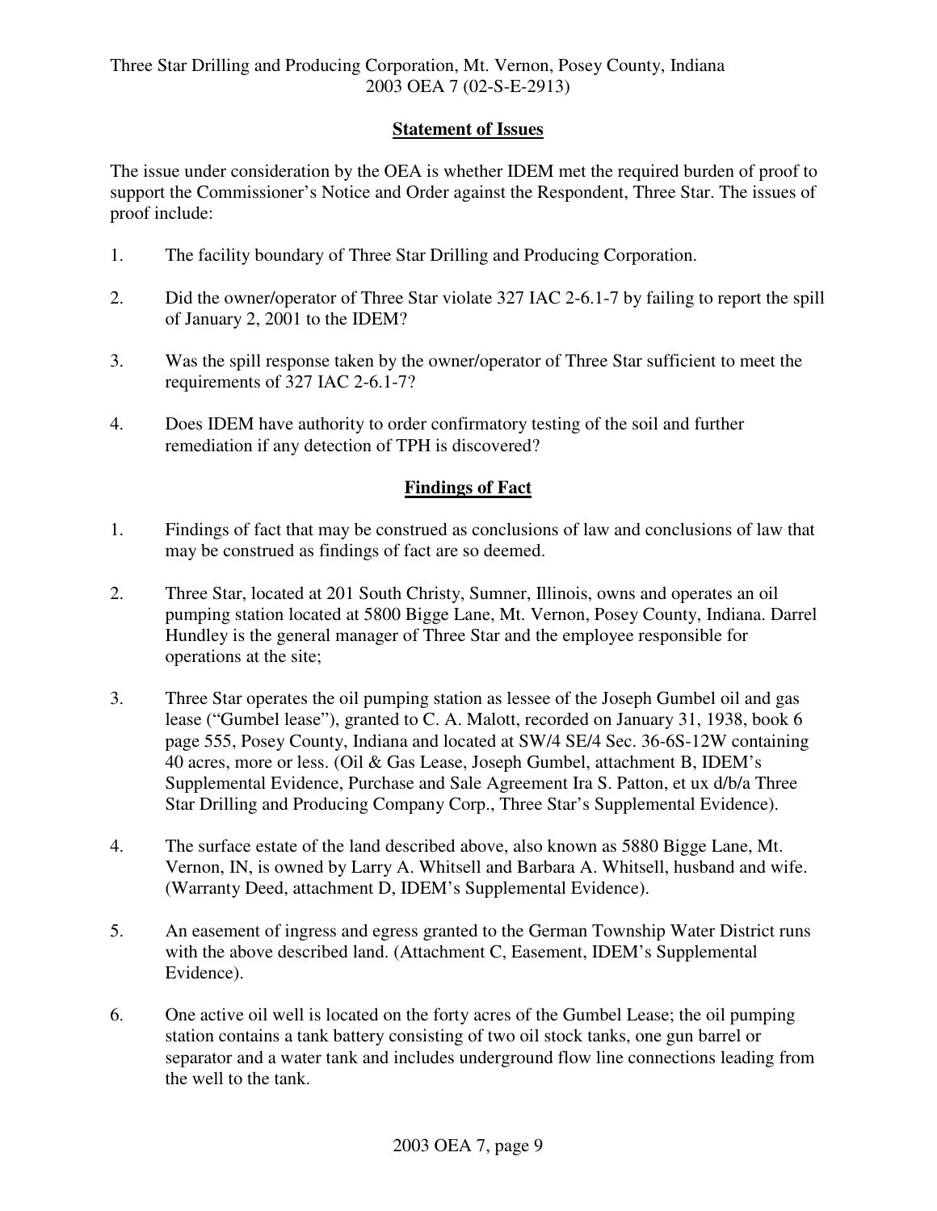## Statement of Issues

The issue under consideration by the OEA is whether IDEM met the required burden of proof to support the Commissioner's Notice and Order against the Respondent, Three Star. The issues of proof include:

1. The facility boundary of Three Star Drilling and Producing Corporation.

2. Did the owner/operator of Three Star violate 327 IAC 2-6.1-7 by failing to report the spill of January 2, 2001 to the IDEM?

3. Was the spill response taken by the owner/operator of Three Star sufficient to meet the requirements of 327 IAC 2-6.1-7?

4. Does IDEM have authority to order confirmatory testing of the soil and further remediation if any detection of TPH is discovered?

## Findings of Fact

1. Findings of fact that may be construed as conclusions of law and conclusions of law that may be construed as findings of fact are so deemed.

2. Three Star, located at 201 South Christy, Sumner, Illinois, owns and operates an oil pumping station located at 5800 Bigge Lane, Mt. Vernon, Posey County, Indiana. Darrel Hundley is the general manager of Three Star and the employee responsible for operations at the site;

3. Three Star operates the oil pumping station as lessee of the Joseph Gumbel oil and gas lease ("Gumbel lease"), granted to C. A. Malott, recorded on January 31, 1938, book 6 page 555, Posey County, Indiana and located at SW/4 SE/4 Sec. 36-6S-12W containing 40 acres, more or less. (Oil & Gas Lease, Joseph Gumbel, attachment B, IDEM's Supplemental Evidence, Purchase and Sale Agreement Ira S. Patton, et ux d/b/a Three Star Drilling and Producing Company Corp., Three Star's Supplemental Evidence).

4. The surface estate of the land described above, also known as 5880 Bigge Lane, Mt. Vernon, IN, is owned by Larry A. Whitsell and Barbara A. Whitsell, husband and wife. (Warranty Deed, attachment D, IDEM's Supplemental Evidence).

5. An easement of ingress and egress granted to the German Township Water District runs with the above described land. (Attachment C, Easement, IDEM's Supplemental Evidence).

6. One active oil well is located on the forty acres of the Gumbel Lease; the oil pumping station contains a tank battery consisting of two oil stock tanks, one gun barrel or separator and a water tank and includes underground flow line connections leading from the well to the tank.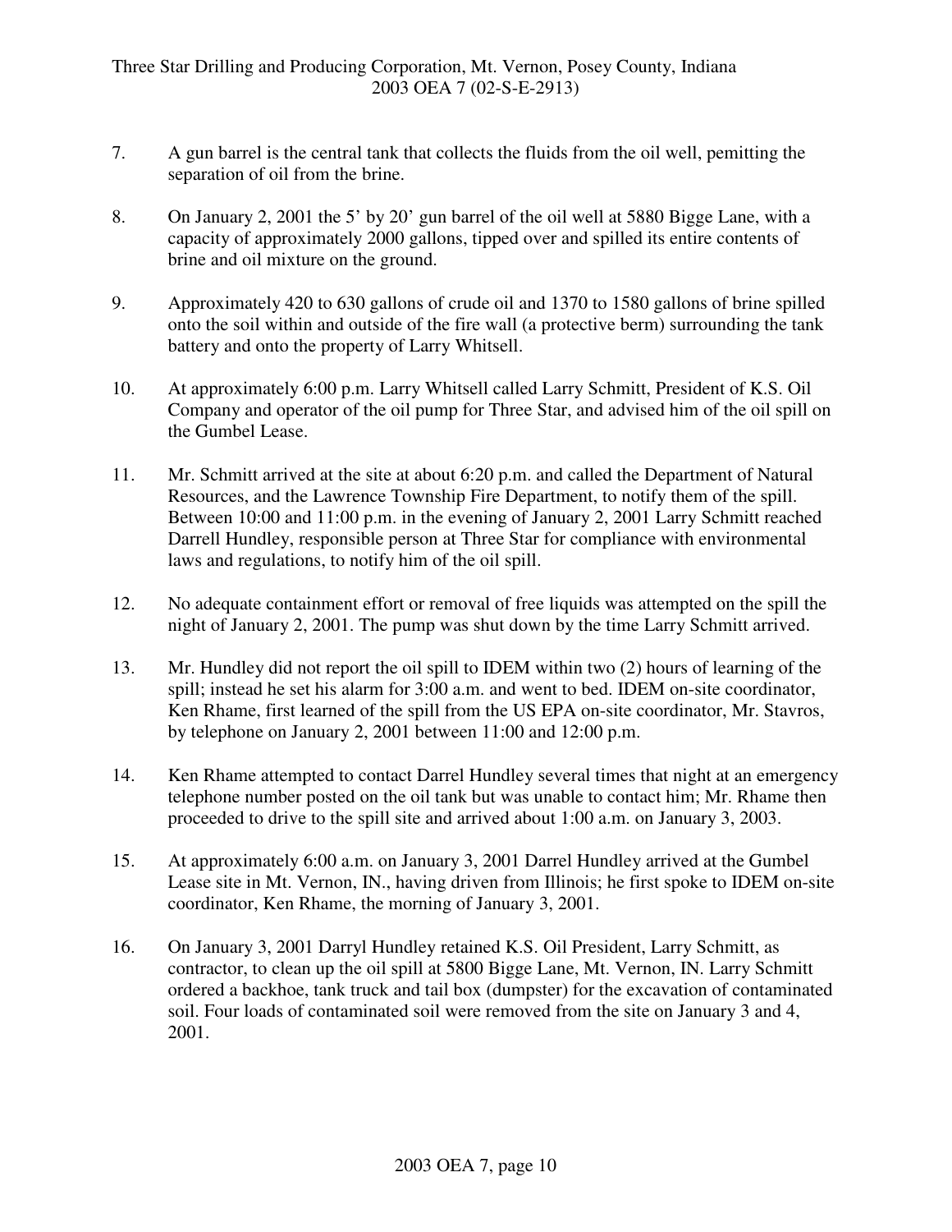7. A gun barrel is the central tank that collects the fluids from the oil well, pemitting the separation of oil from the brine.

8. On January 2, 2001 the 5' by 20' gun barrel of the oil well at 5880 Bigge Lane, with a capacity of approximately 2000 gallons, tipped over and spilled its entire contents of brine and oil mixture on the ground.

9. Approximately 420 to 630 gallons of crude oil and 1370 to 1580 gallons of brine spilled onto the soil within and outside of the fire wall (a protective berm) surrounding the tank battery and onto the property of Larry Whitsell.

10. At approximately 6:00 p.m. Larry Whitsell called Larry Schmitt, President of K.S. Oil Company and operator of the oil pump for Three Star, and advised him of the oil spill on the Gumbel Lease.

11. Mr. Schmitt arrived at the site at about 6:20 p.m. and called the Department of Natural Resources, and the Lawrence Township Fire Department, to notify them of the spill. Between 10:00 and 11:00 p.m. in the evening of January 2, 2001 Larry Schmitt reached Darrell Hundley, responsible person at Three Star for compliance with environmental laws and regulations, to notify him of the oil spill.

12. No adequate containment effort or removal of free liquids was attempted on the spill the night of January 2, 2001. The pump was shut down by the time Larry Schmitt arrived.

13. Mr. Hundley did not report the oil spill to IDEM within two (2) hours of learning of the spill; instead he set his alarm for 3:00 a.m. and went to bed. IDEM on-site coordinator, Ken Rhame, first learned of the spill from the US EPA on-site coordinator, Mr. Stavros, by telephone on January 2, 2001 between 11:00 and 12:00 p.m.

14. Ken Rhame attempted to contact Darrel Hundley several times that night at an emergency telephone number posted on the oil tank but was unable to contact him; Mr. Rhame then proceeded to drive to the spill site and arrived about 1:00 a.m. on January 3, 2003.

15. At approximately 6:00 a.m. on January 3, 2001 Darrel Hundley arrived at the Gumbel Lease site in Mt. Vernon, IN., having driven from Illinois; he first spoke to IDEM on-site coordinator, Ken Rhame, the morning of January 3, 2001.

16. On January 3, 2001 Darryl Hundley retained K.S. Oil President, Larry Schmitt, as contractor, to clean up the oil spill at 5800 Bigge Lane, Mt. Vernon, IN. Larry Schmitt ordered a backhoe, tank truck and tail box (dumpster) for the excavation of contaminated soil. Four loads of contaminated soil were removed from the site on January 3 and 4, 2001.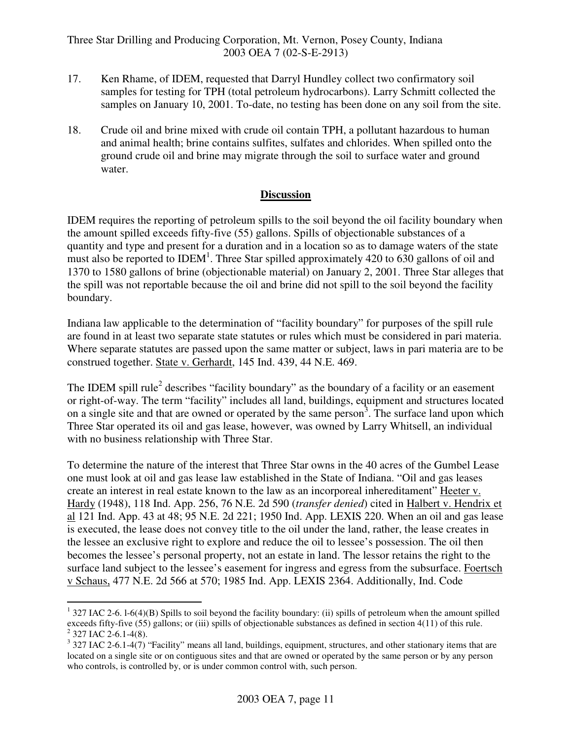17. Ken Rhame, of IDEM, requested that Darryl Hundley collect two confirmatory soil samples for testing for TPH (total petroleum hydrocarbons). Larry Schmitt collected the samples on January 10, 2001. To-date, no testing has been done on any soil from the site.

18. Crude oil and brine mixed with crude oil contain TPH, a pollutant hazardous to human and animal health; brine contains sulfites, sulfates and chlorides. When spilled onto the ground crude oil and brine may migrate through the soil to surface water and ground water.

## **Discussion**

IDEM requires the reporting of petroleum spills to the soil beyond the oil facility boundary when the amount spilled exceeds fifty-five (55) gallons. Spills of objectionable substances of a quantity and type and present for a duration and in a location so as to damage waters of the state must also be reported to IDEM[1]. Three Star spilled approximately 420 to 630 gallons of oil and 1370 to 1580 gallons of brine (objectionable material) on January 2, 2001. Three Star alleges that the spill was not reportable because the oil and brine did not spill to the soil beyond the facility boundary.

Indiana law applicable to the determination of "facility boundary" for purposes of the spill rule are found in at least two separate state statutes or rules which must be considered in pari materia. Where separate statutes are passed upon the same matter or subject, laws in pari materia are to be construed together. State v. Gerhardt, 145 Ind. 439, 44 N.E. 469.

The IDEM spill rule[2] describes "facility boundary" as the boundary of a facility or an easement or right-of-way. The term "facility" includes all land, buildings, equipment and structures located on a single site and that are owned or operated by the same person[3]. The surface land upon which Three Star operated its oil and gas lease, however, was owned by Larry Whitsell, an individual with no business relationship with Three Star.

To determine the nature of the interest that Three Star owns in the 40 acres of the Gumbel Lease one must look at oil and gas lease law established in the State of Indiana. "Oil and gas leases create an interest in real estate known to the law as an incorporeal inhereditament" Heeter v. Hardy (1948), 118 Ind. App. 256, 76 N.E. 2d 590 (*transfer denied*) cited in Halbert v. Hendrix et al 121 Ind. App. 43 at 48; 95 N.E. 2d 221; 1950 Ind. App. LEXIS 220. When an oil and gas lease is executed, the lease does not convey title to the oil under the land, rather, the lease creates in the lessee an exclusive right to explore and reduce the oil to lessee's possession. The oil then becomes the lessee's personal property, not an estate in land. The lessor retains the right to the surface land subject to the lessee's easement for ingress and egress from the subsurface. Foertsch v Schaus, 477 N.E. 2d 566 at 570; 1985 Ind. App. LEXIS 2364. Additionally, Ind. Code

---

[1] 327 IAC 2-6. l-6(4)(B) Spills to soil beyond the facility boundary: (ii) spills of petroleum when the amount spilled exceeds fifty-five (55) gallons; or (iii) spills of objectionable substances as defined in section 4(11) of this rule.

[2] 327 IAC 2-6.1-4(8).

[3] 327 IAC 2-6.1-4(7) "Facility" means all land, buildings, equipment, structures, and other stationary items that are located on a single site or on contiguous sites and that are owned or operated by the same person or by any person who controls, is controlled by, or is under common control with, such person.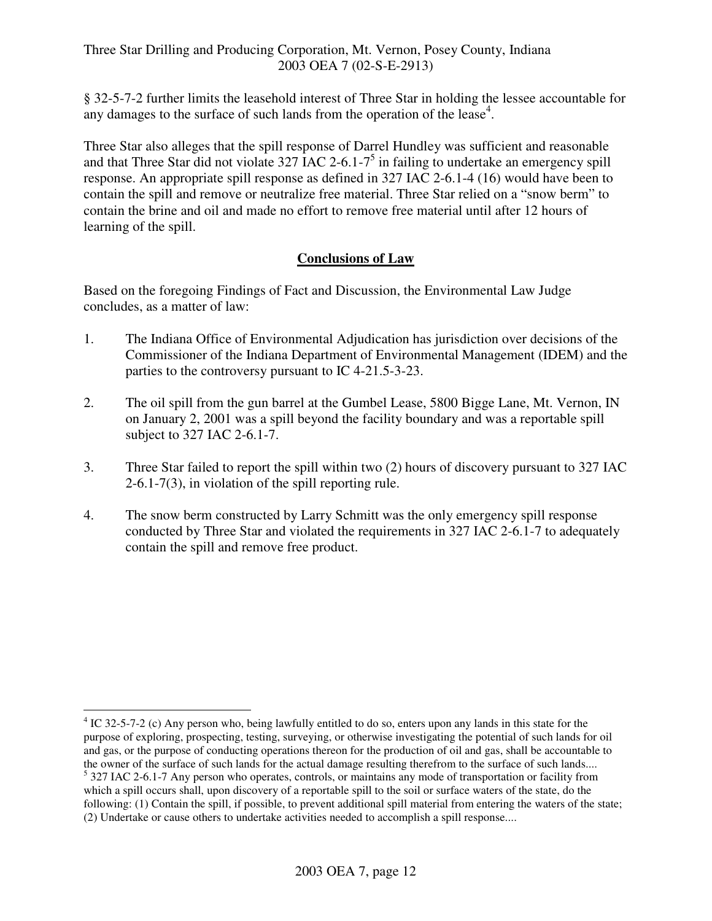§ 32-5-7-2 further limits the leasehold interest of Three Star in holding the lessee accountable for any damages to the surface of such lands from the operation of the lease[4].

Three Star also alleges that the spill response of Darrel Hundley was sufficient and reasonable and that Three Star did not violate 327 IAC 2-6.1-7[5] in failing to undertake an emergency spill response. An appropriate spill response as defined in 327 IAC 2-6.1-4 (16) would have been to contain the spill and remove or neutralize free material. Three Star relied on a "snow berm" to contain the brine and oil and made no effort to remove free material until after 12 hours of learning of the spill.

## Conclusions of Law

Based on the foregoing Findings of Fact and Discussion, the Environmental Law Judge concludes, as a matter of law:

1. The Indiana Office of Environmental Adjudication has jurisdiction over decisions of the Commissioner of the Indiana Department of Environmental Management (IDEM) and the parties to the controversy pursuant to IC 4-21.5-3-23.

2. The oil spill from the gun barrel at the Gumbel Lease, 5800 Bigge Lane, Mt. Vernon, IN on January 2, 2001 was a spill beyond the facility boundary and was a reportable spill subject to 327 IAC 2-6.1-7.

3. Three Star failed to report the spill within two (2) hours of discovery pursuant to 327 IAC 2-6.1-7(3), in violation of the spill reporting rule.

4. The snow berm constructed by Larry Schmitt was the only emergency spill response conducted by Three Star and violated the requirements in 327 IAC 2-6.1-7 to adequately contain the spill and remove free product.

---

[4] IC 32-5-7-2 (c) Any person who, being lawfully entitled to do so, enters upon any lands in this state for the purpose of exploring, prospecting, testing, surveying, or otherwise investigating the potential of such lands for oil and gas, or the purpose of conducting operations thereon for the production of oil and gas, shall be accountable to the owner of the surface of such lands for the actual damage resulting therefrom to the surface of such lands....

[5] 327 IAC 2-6.1-7 Any person who operates, controls, or maintains any mode of transportation or facility from which a spill occurs shall, upon discovery of a reportable spill to the soil or surface waters of the state, do the following: (1) Contain the spill, if possible, to prevent additional spill material from entering the waters of the state; (2) Undertake or cause others to undertake activities needed to accomplish a spill response....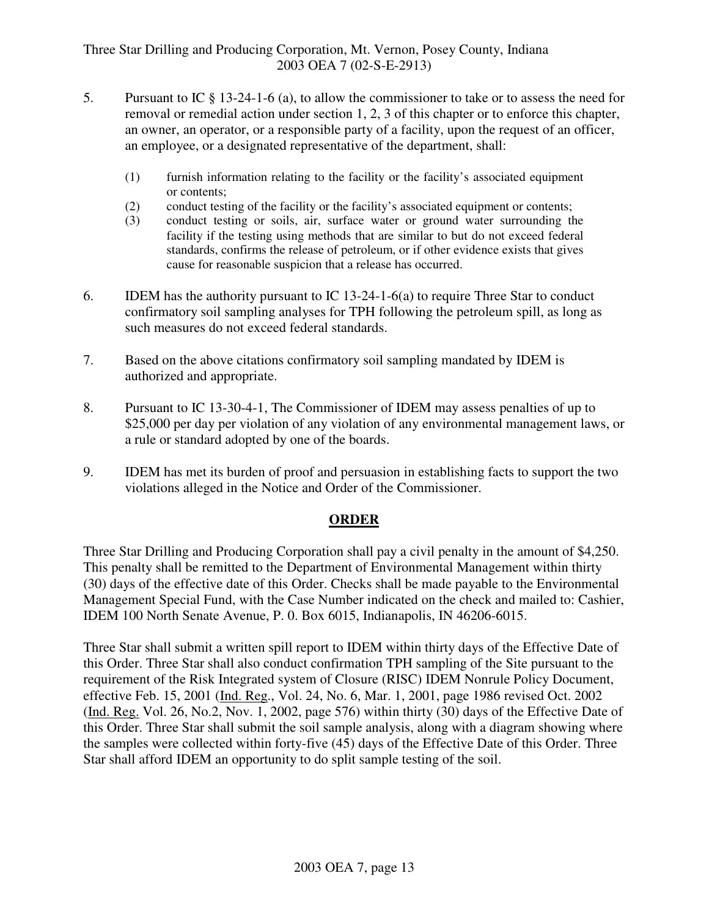5. Pursuant to IC § 13-24-1-6 (a), to allow the commissioner to take or to assess the need for removal or remedial action under section 1, 2, 3 of this chapter or to enforce this chapter, an owner, an operator, or a responsible party of a facility, upon the request of an officer, an employee, or a designated representative of the department, shall:

   (1) furnish information relating to the facility or the facility's associated equipment or contents;
   (2) conduct testing of the facility or the facility's associated equipment or contents;
   (3) conduct testing or soils, air, surface water or ground water surrounding the facility if the testing using methods that are similar to but do not exceed federal standards, confirms the release of petroleum, or if other evidence exists that gives cause for reasonable suspicion that a release has occurred.

6. IDEM has the authority pursuant to IC 13-24-1-6(a) to require Three Star to conduct confirmatory soil sampling analyses for TPH following the petroleum spill, as long as such measures do not exceed federal standards.

7. Based on the above citations confirmatory soil sampling mandated by IDEM is authorized and appropriate.

8. Pursuant to IC 13-30-4-1, The Commissioner of IDEM may assess penalties of up to $25,000 per day per violation of any violation of any environmental management laws, or a rule or standard adopted by one of the boards.

9. IDEM has met its burden of proof and persuasion in establishing facts to support the two violations alleged in the Notice and Order of the Commissioner.

## ORDER

Three Star Drilling and Producing Corporation shall pay a civil penalty in the amount of $4,250. This penalty shall be remitted to the Department of Environmental Management within thirty (30) days of the effective date of this Order. Checks shall be made payable to the Environmental Management Special Fund, with the Case Number indicated on the check and mailed to: Cashier, IDEM 100 North Senate Avenue, P. 0. Box 6015, Indianapolis, IN 46206-6015.

Three Star shall submit a written spill report to IDEM within thirty days of the Effective Date of this Order. Three Star shall also conduct confirmation TPH sampling of the Site pursuant to the requirement of the Risk Integrated system of Closure (RISC) IDEM Nonrule Policy Document, effective Feb. 15, 2001 (Ind. Reg., Vol. 24, No. 6, Mar. 1, 2001, page 1986 revised Oct. 2002 (Ind. Reg. Vol. 26, No.2, Nov. 1, 2002, page 576) within thirty (30) days of the Effective Date of this Order. Three Star shall submit the soil sample analysis, along with a diagram showing where the samples were collected within forty-five (45) days of the Effective Date of this Order. Three Star shall afford IDEM an opportunity to do split sample testing of the soil.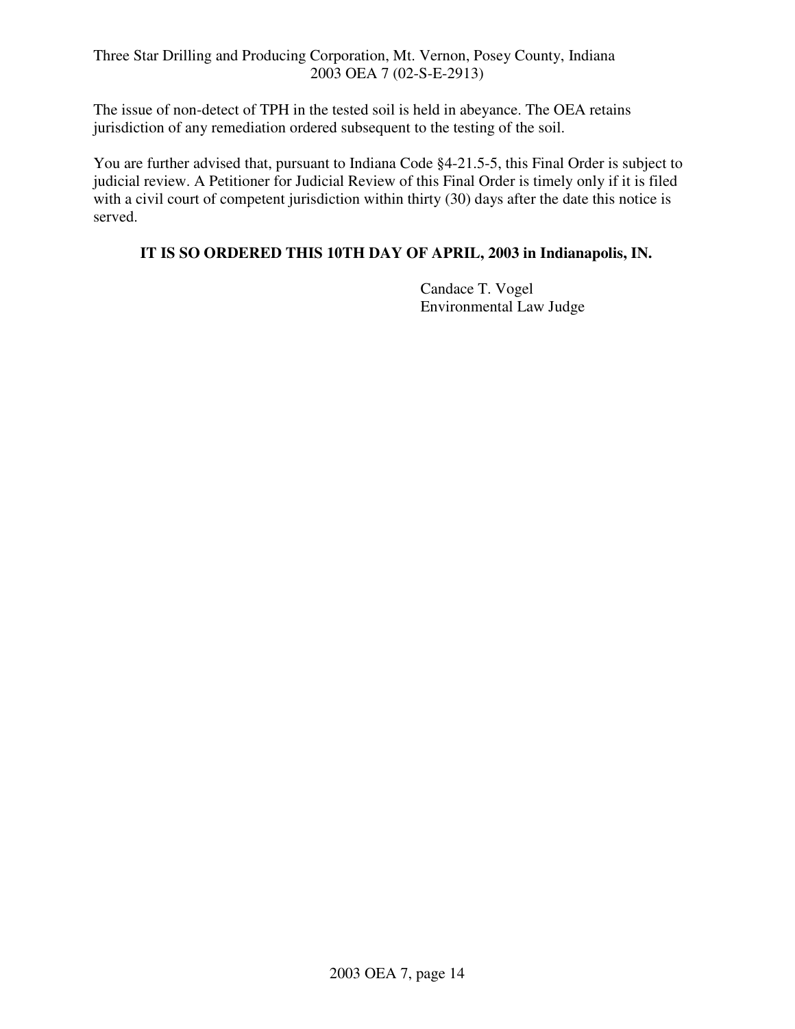The issue of non-detect of TPH in the tested soil is held in abeyance. The OEA retains jurisdiction of any remediation ordered subsequent to the testing of the soil.

You are further advised that, pursuant to Indiana Code §4-21.5-5, this Final Order is subject to judicial review. A Petitioner for Judicial Review of this Final Order is timely only if it is filed with a civil court of competent jurisdiction within thirty (30) days after the date this notice is served.

**IT IS SO ORDERED THIS 10TH DAY OF APRIL, 2003 in Indianapolis, IN.**

Candace T. Vogel
Environmental Law Judge